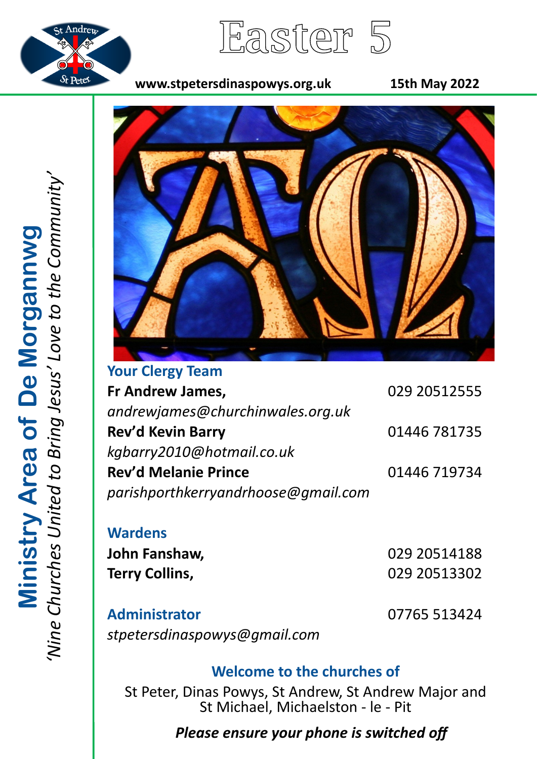# Easter 5

**www.stpetersdinaspowys.org.uk** **15th May 2022**

**Ministry Area of De Morgannwg**

*'Nine Churches United to Bring Jesus' Love to the Community'*

### Your Clergy Team

**Fr Andrew James,** 029 20512555
*andrewjames@churchinwales.org.uk*

**Rev'd Kevin Barry** 01446 781735
*kgbarry2010@hotmail.co.uk*

**Rev'd Melanie Prince** 01446 719734
*parishporthkerryandrhoose@gmail.com*

### Wardens

**John Fanshaw,** 029 20514188
**Terry Collins,** 029 20513302

### Administrator

07765 513424
*stpetersdinaspowys@gmail.com*

### Welcome to the churches of

St Peter, Dinas Powys, St Andrew, St Andrew Major and St Michael, Michaelston - le - Pit

***Please ensure your phone is switched off***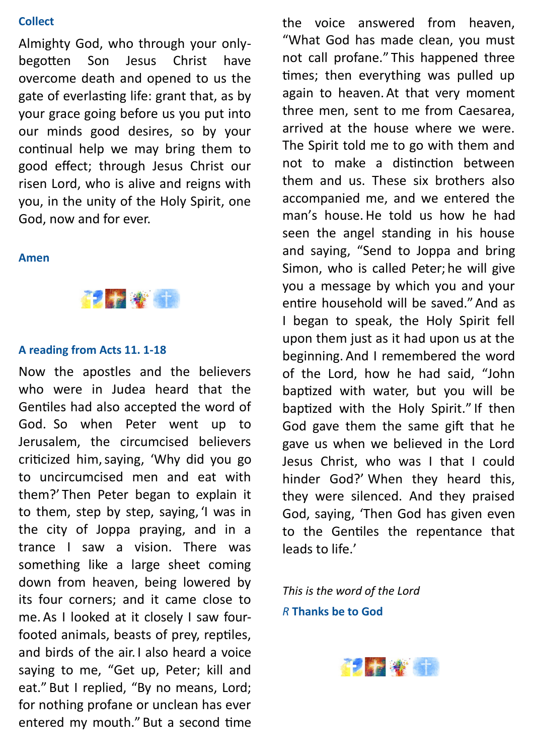### Collect

Almighty God, who through your only-begotten Son Jesus Christ have overcome death and opened to us the gate of everlasting life: grant that, as by your grace going before us you put into our minds good desires, so by your continual help we may bring them to good effect; through Jesus Christ our risen Lord, who is alive and reigns with you, in the unity of the Holy Spirit, one God, now and for ever.

**Amen**

### A reading from Acts 11. 1-18

Now the apostles and the believers who were in Judea heard that the Gentiles had also accepted the word of God. So when Peter went up to Jerusalem, the circumcised believers criticized him, saying, 'Why did you go to uncircumcised men and eat with them?' Then Peter began to explain it to them, step by step, saying, 'I was in the city of Joppa praying, and in a trance I saw a vision. There was something like a large sheet coming down from heaven, being lowered by its four corners; and it came close to me. As I looked at it closely I saw four-footed animals, beasts of prey, reptiles, and birds of the air. I also heard a voice saying to me, "Get up, Peter; kill and eat." But I replied, "By no means, Lord; for nothing profane or unclean has ever entered my mouth." But a second time the voice answered from heaven, "What God has made clean, you must not call profane." This happened three times; then everything was pulled up again to heaven. At that very moment three men, sent to me from Caesarea, arrived at the house where we were. The Spirit told me to go with them and not to make a distinction between them and us. These six brothers also accompanied me, and we entered the man's house. He told us how he had seen the angel standing in his house and saying, "Send to Joppa and bring Simon, who is called Peter; he will give you a message by which you and your entire household will be saved." And as I began to speak, the Holy Spirit fell upon them just as it had upon us at the beginning. And I remembered the word of the Lord, how he had said, "John baptized with water, but you will be baptized with the Holy Spirit." If then God gave them the same gift that he gave us when we believed in the Lord Jesus Christ, who was I that I could hinder God?' When they heard this, they were silenced. And they praised God, saying, 'Then God has given even to the Gentiles the repentance that leads to life.'

*This is the word of the Lord*

*R* **Thanks be to God**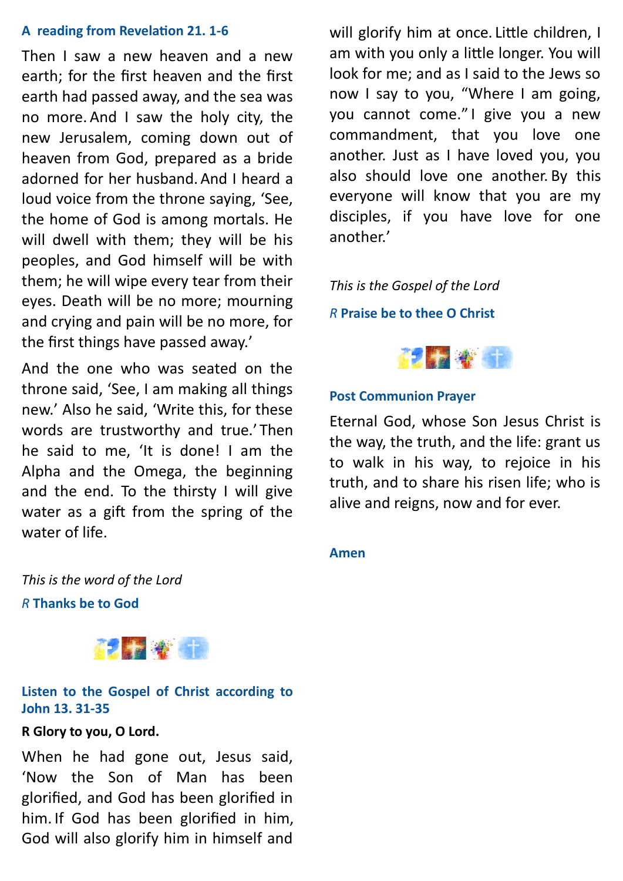### A reading from Revelation 21. 1-6

Then I saw a new heaven and a new earth; for the first heaven and the first earth had passed away, and the sea was no more. And I saw the holy city, the new Jerusalem, coming down out of heaven from God, prepared as a bride adorned for her husband. And I heard a loud voice from the throne saying, 'See, the home of God is among mortals. He will dwell with them; they will be his peoples, and God himself will be with them; he will wipe every tear from their eyes. Death will be no more; mourning and crying and pain will be no more, for the first things have passed away.'

And the one who was seated on the throne said, 'See, I am making all things new.' Also he said, 'Write this, for these words are trustworthy and true.' Then he said to me, 'It is done! I am the Alpha and the Omega, the beginning and the end. To the thirsty I will give water as a gift from the spring of the water of life.

*This is the word of the Lord*

*R* **Thanks be to God**

### Listen to the Gospel of Christ according to John 13. 31-35

**R Glory to you, O Lord.**

When he had gone out, Jesus said, 'Now the Son of Man has been glorified, and God has been glorified in him. If God has been glorified in him, God will also glorify him in himself and will glorify him at once. Little children, I am with you only a little longer. You will look for me; and as I said to the Jews so now I say to you, "Where I am going, you cannot come." I give you a new commandment, that you love one another. Just as I have loved you, you also should love one another. By this everyone will know that you are my disciples, if you have love for one another.'

*This is the Gospel of the Lord*

*R* **Praise be to thee O Christ**

### Post Communion Prayer

Eternal God, whose Son Jesus Christ is the way, the truth, and the life: grant us to walk in his way, to rejoice in his truth, and to share his risen life; who is alive and reigns, now and for ever.

**Amen**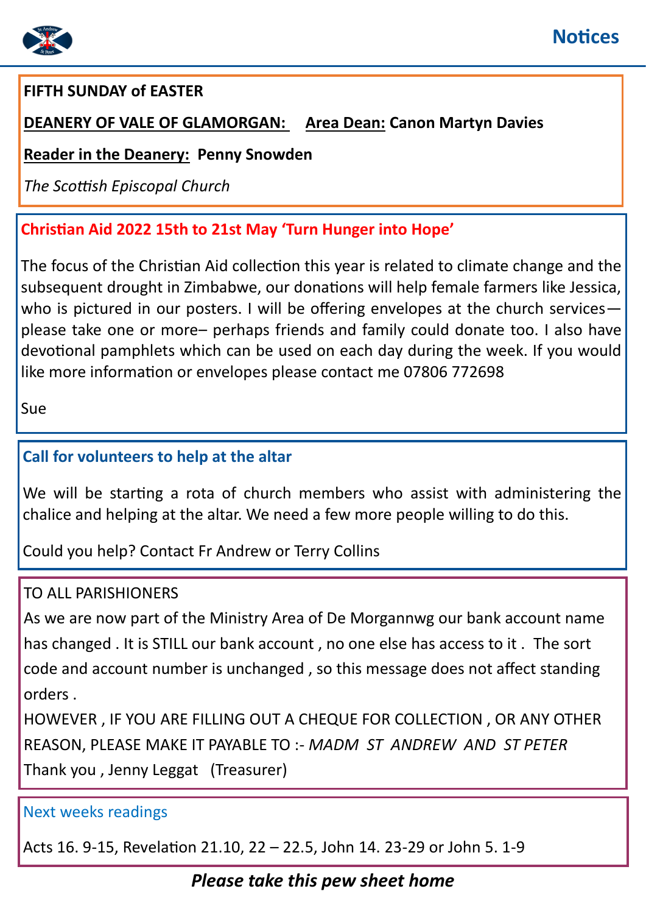# Notices

**FIFTH SUNDAY of EASTER**

**DEANERY OF VALE OF GLAMORGAN:** **Area Dean: Canon Martyn Davies**

**Reader in the Deanery: Penny Snowden**

*The Scottish Episcopal Church*

## Christian Aid 2022 15th to 21st May 'Turn Hunger into Hope'

The focus of the Christian Aid collection this year is related to climate change and the subsequent drought in Zimbabwe, our donations will help female farmers like Jessica, who is pictured in our posters. I will be offering envelopes at the church services—please take one or more– perhaps friends and family could donate too. I also have devotional pamphlets which can be used on each day during the week. If you would like more information or envelopes please contact me 07806 772698

Sue

## Call for volunteers to help at the altar

We will be starting a rota of church members who assist with administering the chalice and helping at the altar. We need a few more people willing to do this.

Could you help? Contact Fr Andrew or Terry Collins

TO ALL PARISHIONERS

As we are now part of the Ministry Area of De Morgannwg our bank account name has changed . It is STILL our bank account , no one else has access to it . The sort code and account number is unchanged , so this message does not affect standing orders .

HOWEVER , IF YOU ARE FILLING OUT A CHEQUE FOR COLLECTION , OR ANY OTHER REASON, PLEASE MAKE IT PAYABLE TO :- *MADM ST ANDREW AND ST PETER*

Thank you , Jenny Leggat (Treasurer)

## Next weeks readings

Acts 16. 9-15, Revelation 21.10, 22 – 22.5, John 14. 23-29 or John 5. 1-9

***Please take this pew sheet home***